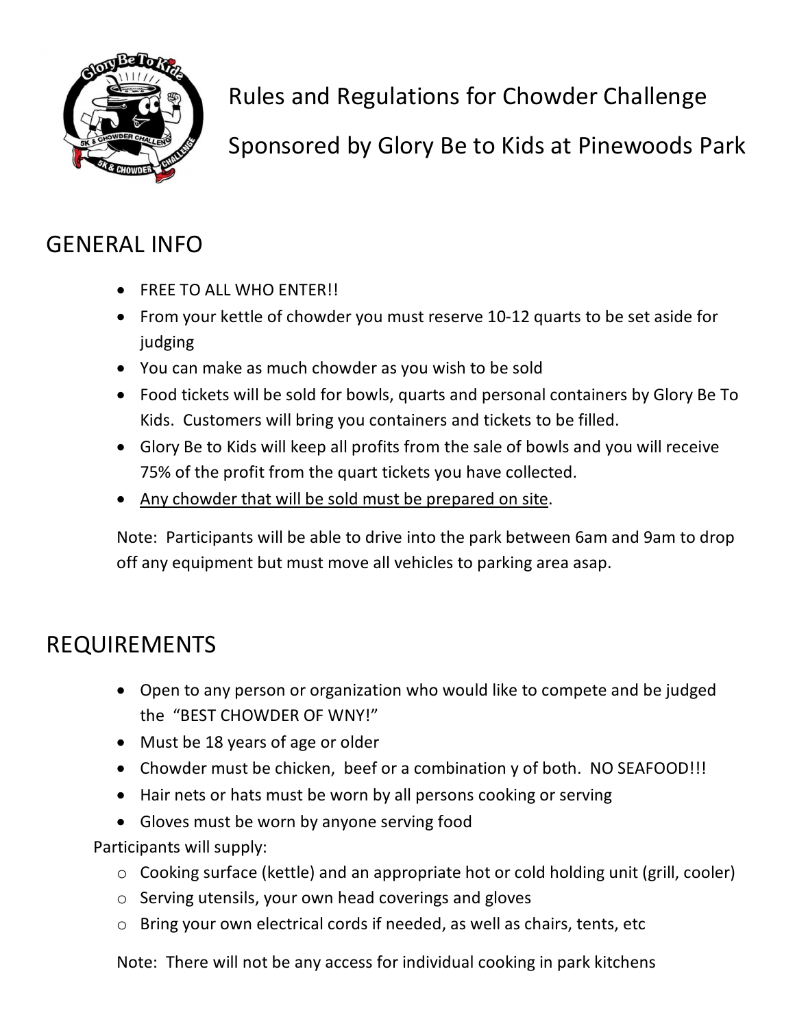# Rules and Regulations for Chowder Challenge

# Sponsored by Glory Be to Kids at Pinewoods Park

## GENERAL INFO

- FREE TO ALL WHO ENTER!!
- From your kettle of chowder you must reserve 10-12 quarts to be set aside for judging
- You can make as much chowder as you wish to be sold
- Food tickets will be sold for bowls, quarts and personal containers by Glory Be To Kids. Customers will bring you containers and tickets to be filled.
- Glory Be to Kids will keep all profits from the sale of bowls and you will receive 75% of the profit from the quart tickets you have collected.
- <u>Any chowder that will be sold must be prepared on site</u>.

Note: Participants will be able to drive into the park between 6am and 9am to drop off any equipment but must move all vehicles to parking area asap.

## REQUIREMENTS

- Open to any person or organization who would like to compete and be judged the "BEST CHOWDER OF WNY!"
- Must be 18 years of age or older
- Chowder must be chicken, beef or a combination y of both. NO SEAFOOD!!!
- Hair nets or hats must be worn by all persons cooking or serving
- Gloves must be worn by anyone serving food

Participants will supply:

- Cooking surface (kettle) and an appropriate hot or cold holding unit (grill, cooler)
- Serving utensils, your own head coverings and gloves
- Bring your own electrical cords if needed, as well as chairs, tents, etc

Note: There will not be any access for individual cooking in park kitchens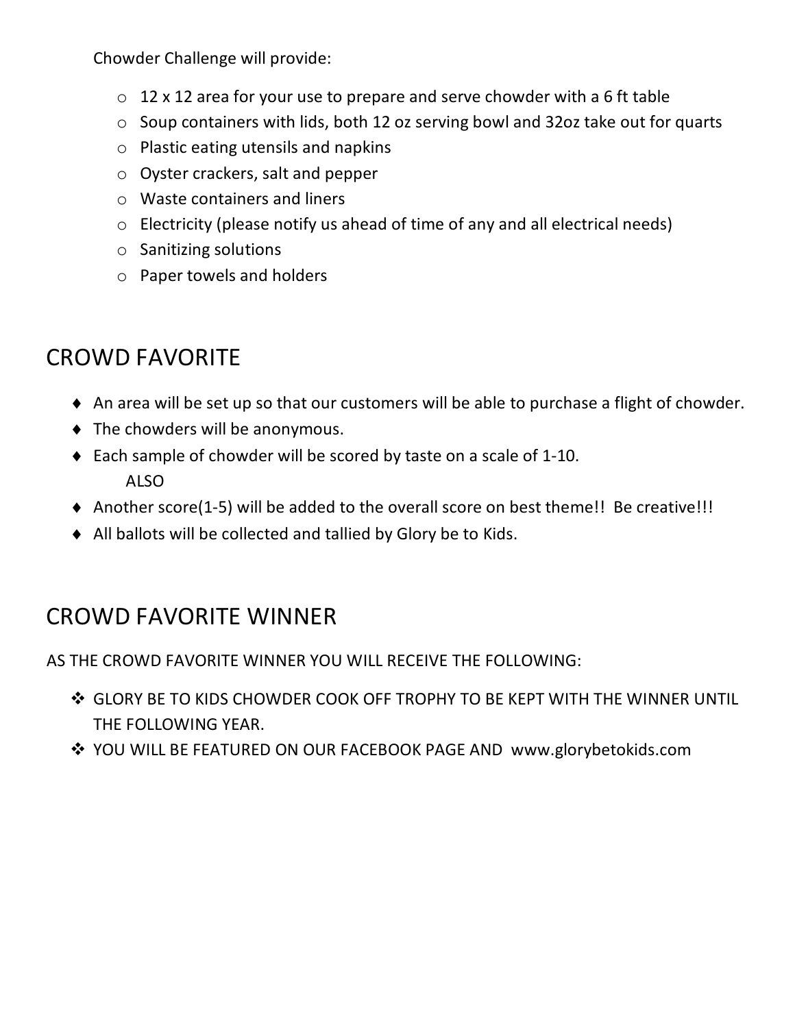Chowder Challenge will provide:

- 12 x 12 area for your use to prepare and serve chowder with a 6 ft table
- Soup containers with lids, both 12 oz serving bowl and 32oz take out for quarts
- Plastic eating utensils and napkins
- Oyster crackers, salt and pepper
- Waste containers and liners
- Electricity (please notify us ahead of time of any and all electrical needs)
- Sanitizing solutions
- Paper towels and holders

## CROWD FAVORITE

- An area will be set up so that our customers will be able to purchase a flight of chowder.
- The chowders will be anonymous.
- Each sample of chowder will be scored by taste on a scale of 1-10.

  ALSO
- Another score(1-5) will be added to the overall score on best theme!! Be creative!!!
- All ballots will be collected and tallied by Glory be to Kids.

## CROWD FAVORITE WINNER

AS THE CROWD FAVORITE WINNER YOU WILL RECEIVE THE FOLLOWING:

- GLORY BE TO KIDS CHOWDER COOK OFF TROPHY TO BE KEPT WITH THE WINNER UNTIL THE FOLLOWING YEAR.
- YOU WILL BE FEATURED ON OUR FACEBOOK PAGE AND www.glorybetokids.com